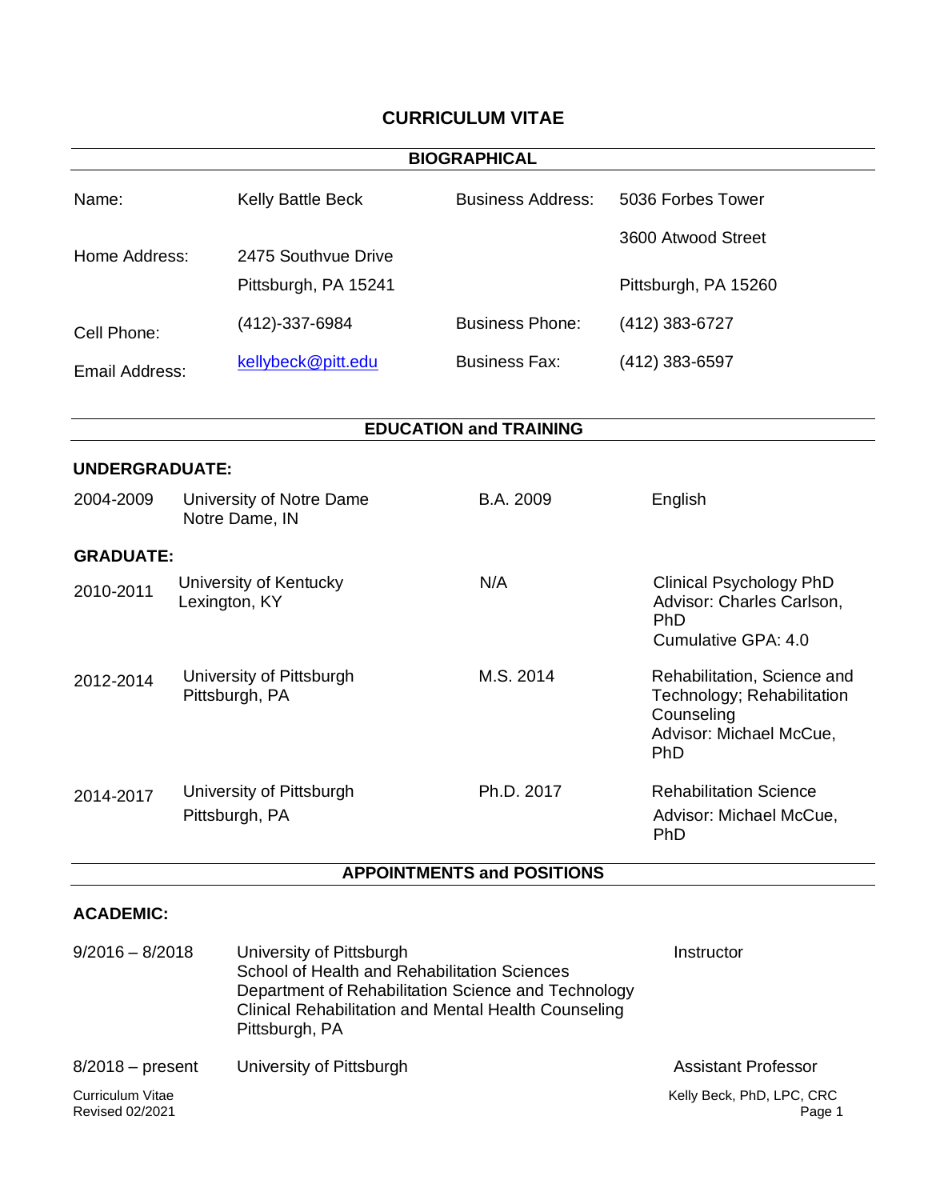# CURRICULUM VITAE

## BIOGRAPHICAL

| | | | |
|---|---|---|---|
| Name: | Kelly Battle Beck | Business Address: | 5036 Forbes Tower |
| Home Address: | 2475 Southvue Drive | | 3600 Atwood Street |
| | Pittsburgh, PA 15241 | | Pittsburgh, PA 15260 |
| Cell Phone: | (412)-337-6984 | Business Phone: | (412) 383-6727 |
| Email Address: | kellybeck@pitt.edu | Business Fax: | (412) 383-6597 |

## EDUCATION and TRAINING

### UNDERGRADUATE:

| | | | |
|---|---|---|---|
| 2004-2009 | University of Notre Dame<br>Notre Dame, IN | B.A. 2009 | English |

### GRADUATE:

| | | | |
|---|---|---|---|
| 2010-2011 | University of Kentucky<br>Lexington, KY | N/A | Clinical Psychology PhD<br>Advisor: Charles Carlson, PhD<br>Cumulative GPA: 4.0 |
| 2012-2014 | University of Pittsburgh<br>Pittsburgh, PA | M.S. 2014 | Rehabilitation, Science and Technology; Rehabilitation Counseling<br>Advisor: Michael McCue, PhD |
| 2014-2017 | University of Pittsburgh<br>Pittsburgh, PA | Ph.D. 2017 | Rehabilitation Science<br>Advisor: Michael McCue, PhD |

## APPOINTMENTS and POSITIONS

### ACADEMIC:

| | | |
|---|---|---|
| 9/2016 – 8/2018 | University of Pittsburgh<br>School of Health and Rehabilitation Sciences<br>Department of Rehabilitation Science and Technology<br>Clinical Rehabilitation and Mental Health Counseling<br>Pittsburgh, PA | Instructor |
| 8/2018 – present | University of Pittsburgh | Assistant Professor |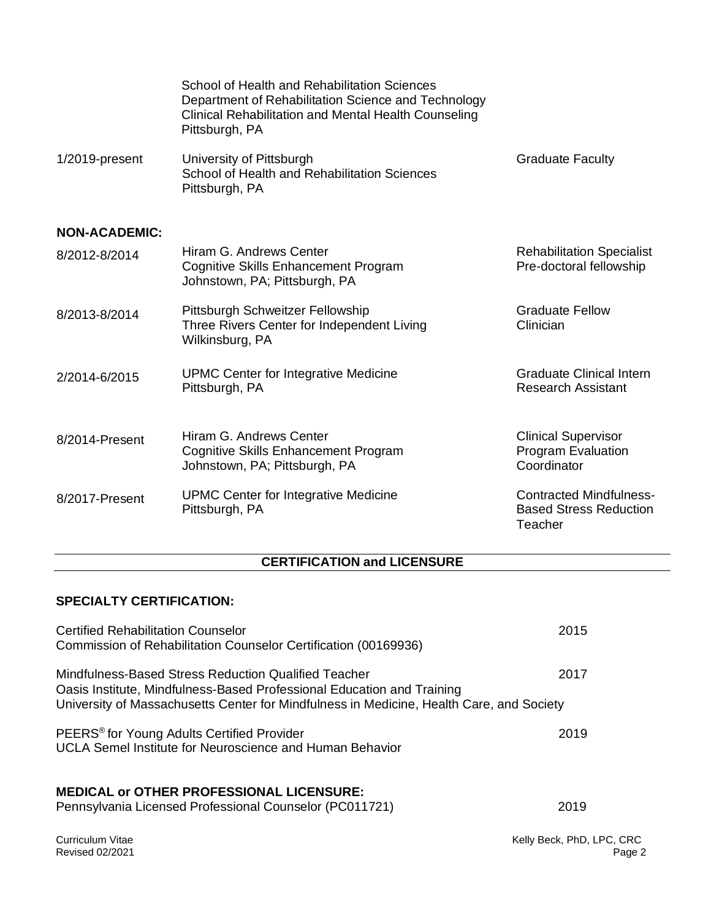| | | |
|---|---|---|
| | School of Health and Rehabilitation Sciences<br>Department of Rehabilitation Science and Technology<br>Clinical Rehabilitation and Mental Health Counseling<br>Pittsburgh, PA | |
| 1/2019-present | University of Pittsburgh<br>School of Health and Rehabilitation Sciences<br>Pittsburgh, PA | Graduate Faculty |

**NON-ACADEMIC:**

| | | |
|---|---|---|
| 8/2012-8/2014 | Hiram G. Andrews Center<br>Cognitive Skills Enhancement Program<br>Johnstown, PA; Pittsburgh, PA | Rehabilitation Specialist<br>Pre-doctoral fellowship |
| 8/2013-8/2014 | Pittsburgh Schweitzer Fellowship<br>Three Rivers Center for Independent Living<br>Wilkinsburg, PA | Graduate Fellow<br>Clinician |
| 2/2014-6/2015 | UPMC Center for Integrative Medicine<br>Pittsburgh, PA | Graduate Clinical Intern<br>Research Assistant |
| 8/2014-Present | Hiram G. Andrews Center<br>Cognitive Skills Enhancement Program<br>Johnstown, PA; Pittsburgh, PA | Clinical Supervisor<br>Program Evaluation<br>Coordinator |
| 8/2017-Present | UPMC Center for Integrative Medicine<br>Pittsburgh, PA | Contracted Mindfulness-Based Stress Reduction Teacher |

## CERTIFICATION and LICENSURE

**SPECIALTY CERTIFICATION:**

| | |
|---|---|
| Certified Rehabilitation Counselor<br>Commission of Rehabilitation Counselor Certification (00169936) | 2015 |
| Mindfulness-Based Stress Reduction Qualified Teacher<br>Oasis Institute, Mindfulness-Based Professional Education and Training<br>University of Massachusetts Center for Mindfulness in Medicine, Health Care, and Society | 2017 |
| PEERS® for Young Adults Certified Provider<br>UCLA Semel Institute for Neuroscience and Human Behavior | 2019 |

**MEDICAL or OTHER PROFESSIONAL LICENSURE:**

| | |
|---|---|
| Pennsylvania Licensed Professional Counselor (PC011721) | 2019 |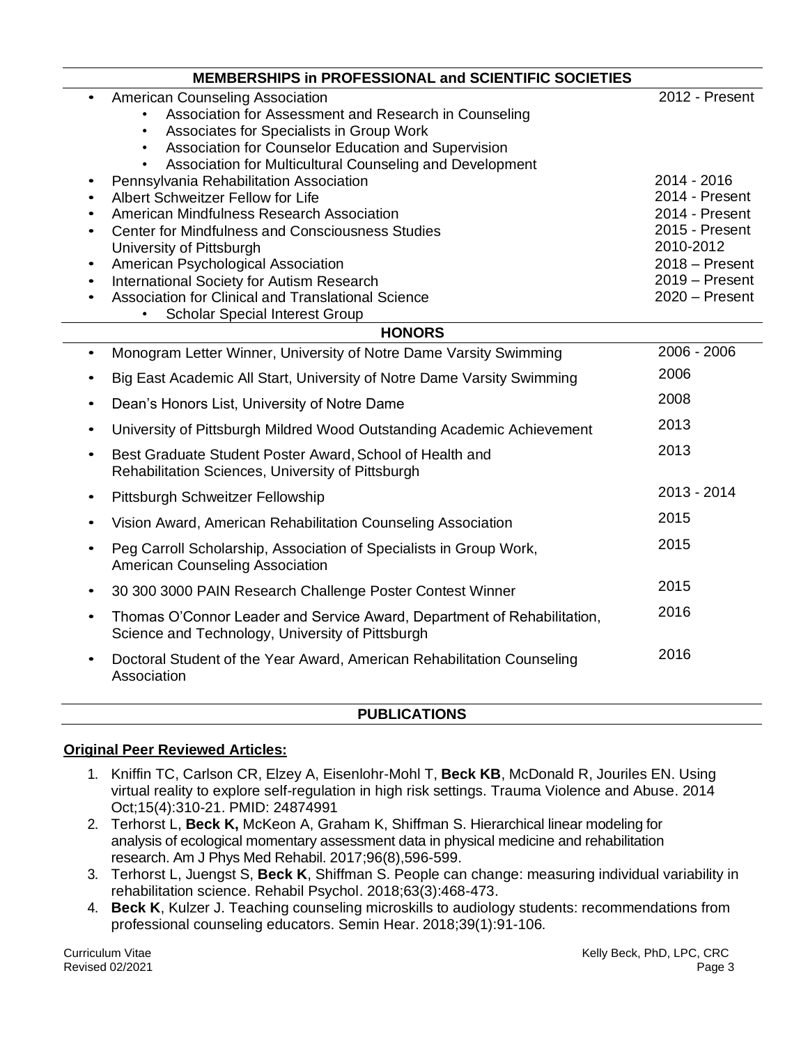## MEMBERSHIPS in PROFESSIONAL and SCIENTIFIC SOCIETIES

- American Counseling Association — 2012 - Present
  - Association for Assessment and Research in Counseling
  - Associates for Specialists in Group Work
  - Association for Counselor Education and Supervision
  - Association for Multicultural Counseling and Development
- Pennsylvania Rehabilitation Association — 2014 - 2016
- Albert Schweitzer Fellow for Life — 2014 - Present
- American Mindfulness Research Association — 2014 - Present
- Center for Mindfulness and Consciousness Studies University of Pittsburgh — 2015 - Present; 2010-2012
- American Psychological Association — 2018 – Present
- International Society for Autism Research — 2019 – Present
- Association for Clinical and Translational Science — 2020 – Present
  - Scholar Special Interest Group

## HONORS

- Monogram Letter Winner, University of Notre Dame Varsity Swimming — 2006 - 2006
- Big East Academic All Start, University of Notre Dame Varsity Swimming — 2006
- Dean's Honors List, University of Notre Dame — 2008
- University of Pittsburgh Mildred Wood Outstanding Academic Achievement — 2013
- Best Graduate Student Poster Award, School of Health and Rehabilitation Sciences, University of Pittsburgh — 2013
- Pittsburgh Schweitzer Fellowship — 2013 - 2014
- Vision Award, American Rehabilitation Counseling Association — 2015
- Peg Carroll Scholarship, Association of Specialists in Group Work, American Counseling Association — 2015
- 30 300 3000 PAIN Research Challenge Poster Contest Winner — 2015
- Thomas O'Connor Leader and Service Award, Department of Rehabilitation, Science and Technology, University of Pittsburgh — 2016
- Doctoral Student of the Year Award, American Rehabilitation Counseling Association — 2016

## PUBLICATIONS

**Original Peer Reviewed Articles:**

1. Kniffin TC, Carlson CR, Elzey A, Eisenlohr-Mohl T, **Beck KB**, McDonald R, Jouriles EN. Using virtual reality to explore self-regulation in high risk settings. Trauma Violence and Abuse. 2014 Oct;15(4):310-21. PMID: 24874991
2. Terhorst L, **Beck K,** McKeon A, Graham K, Shiffman S. Hierarchical linear modeling for analysis of ecological momentary assessment data in physical medicine and rehabilitation research. Am J Phys Med Rehabil. 2017;96(8),596-599.
3. Terhorst L, Juengst S, **Beck K**, Shiffman S. People can change: measuring individual variability in rehabilitation science. Rehabil Psychol. 2018;63(3):468-473.
4. **Beck K**, Kulzer J. Teaching counseling microskills to audiology students: recommendations from professional counseling educators. Semin Hear. 2018;39(1):91-106.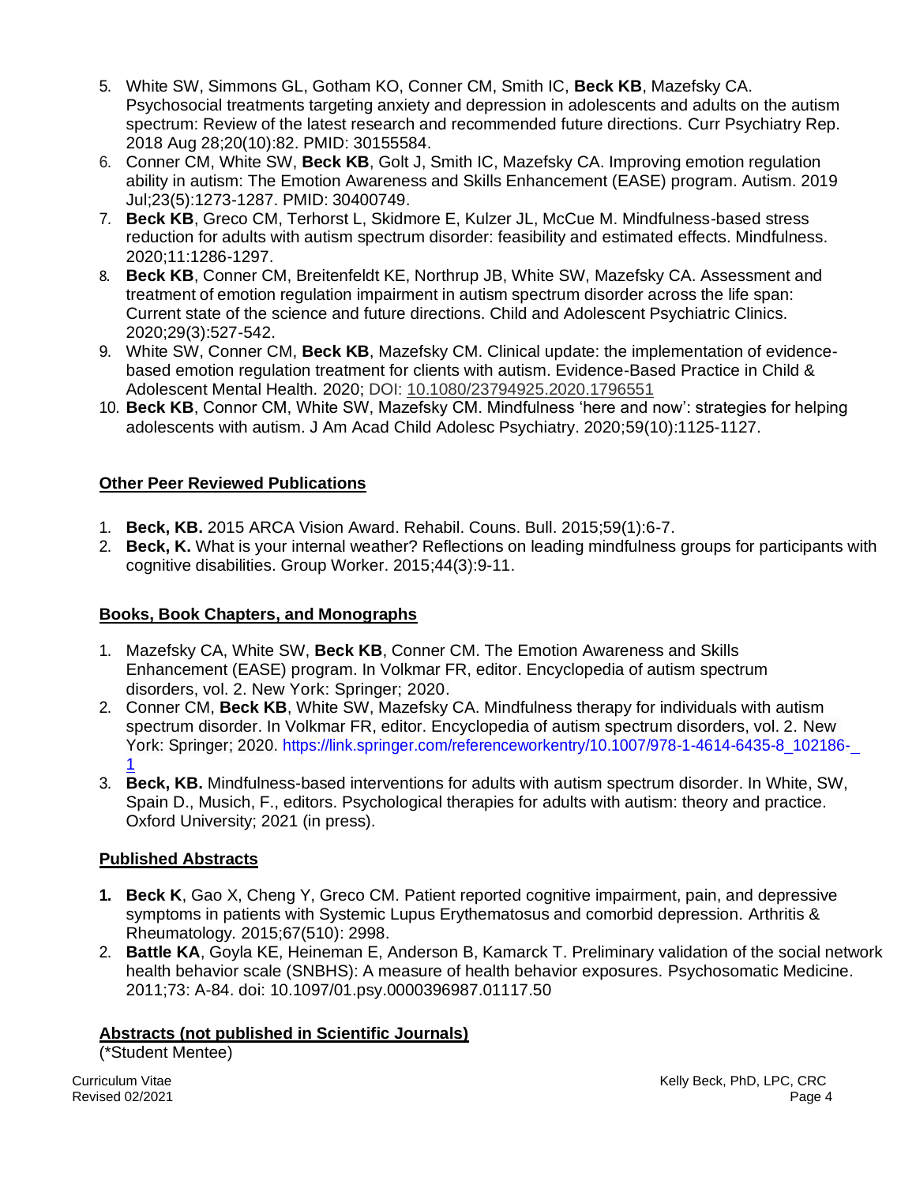5. White SW, Simmons GL, Gotham KO, Conner CM, Smith IC, **Beck KB**, Mazefsky CA. Psychosocial treatments targeting anxiety and depression in adolescents and adults on the autism spectrum: Review of the latest research and recommended future directions. Curr Psychiatry Rep. 2018 Aug 28;20(10):82. PMID: 30155584.
6. Conner CM, White SW, **Beck KB**, Golt J, Smith IC, Mazefsky CA. Improving emotion regulation ability in autism: The Emotion Awareness and Skills Enhancement (EASE) program. Autism. 2019 Jul;23(5):1273-1287. PMID: 30400749.
7. **Beck KB**, Greco CM, Terhorst L, Skidmore E, Kulzer JL, McCue M. Mindfulness-based stress reduction for adults with autism spectrum disorder: feasibility and estimated effects. Mindfulness. 2020;11:1286-1297.
8. **Beck KB**, Conner CM, Breitenfeldt KE, Northrup JB, White SW, Mazefsky CA. Assessment and treatment of emotion regulation impairment in autism spectrum disorder across the life span: Current state of the science and future directions. Child and Adolescent Psychiatric Clinics. 2020;29(3):527-542.
9. White SW, Conner CM, **Beck KB**, Mazefsky CM. Clinical update: the implementation of evidence-based emotion regulation treatment for clients with autism. Evidence-Based Practice in Child & Adolescent Mental Health. 2020; DOI: 10.1080/23794925.2020.1796551
10. **Beck KB**, Connor CM, White SW, Mazefsky CM. Mindfulness 'here and now': strategies for helping adolescents with autism. J Am Acad Child Adolesc Psychiatry. 2020;59(10):1125-1127.

## Other Peer Reviewed Publications

1. **Beck, KB.** 2015 ARCA Vision Award. Rehabil. Couns. Bull. 2015;59(1):6-7.
2. **Beck, K.** What is your internal weather? Reflections on leading mindfulness groups for participants with cognitive disabilities. Group Worker. 2015;44(3):9-11.

## Books, Book Chapters, and Monographs

1. Mazefsky CA, White SW, **Beck KB**, Conner CM. The Emotion Awareness and Skills Enhancement (EASE) program. In Volkmar FR, editor. Encyclopedia of autism spectrum disorders, vol. 2. New York: Springer; 2020.
2. Conner CM, **Beck KB**, White SW, Mazefsky CA. Mindfulness therapy for individuals with autism spectrum disorder. In Volkmar FR, editor. Encyclopedia of autism spectrum disorders, vol. 2. New York: Springer; 2020. https://link.springer.com/referenceworkentry/10.1007/978-1-4614-6435-8_102186-1
3. **Beck, KB.** Mindfulness-based interventions for adults with autism spectrum disorder. In White, SW, Spain D., Musich, F., editors. Psychological therapies for adults with autism: theory and practice. Oxford University; 2021 (in press).

## Published Abstracts

1. **Beck K**, Gao X, Cheng Y, Greco CM. Patient reported cognitive impairment, pain, and depressive symptoms in patients with Systemic Lupus Erythematosus and comorbid depression. Arthritis & Rheumatology. 2015;67(510): 2998.
2. **Battle KA**, Goyla KE, Heineman E, Anderson B, Kamarck T. Preliminary validation of the social network health behavior scale (SNBHS): A measure of health behavior exposures. Psychosomatic Medicine. 2011;73: A-84. doi: 10.1097/01.psy.0000396987.01117.50

## Abstracts (not published in Scientific Journals)

(*Student Mentee)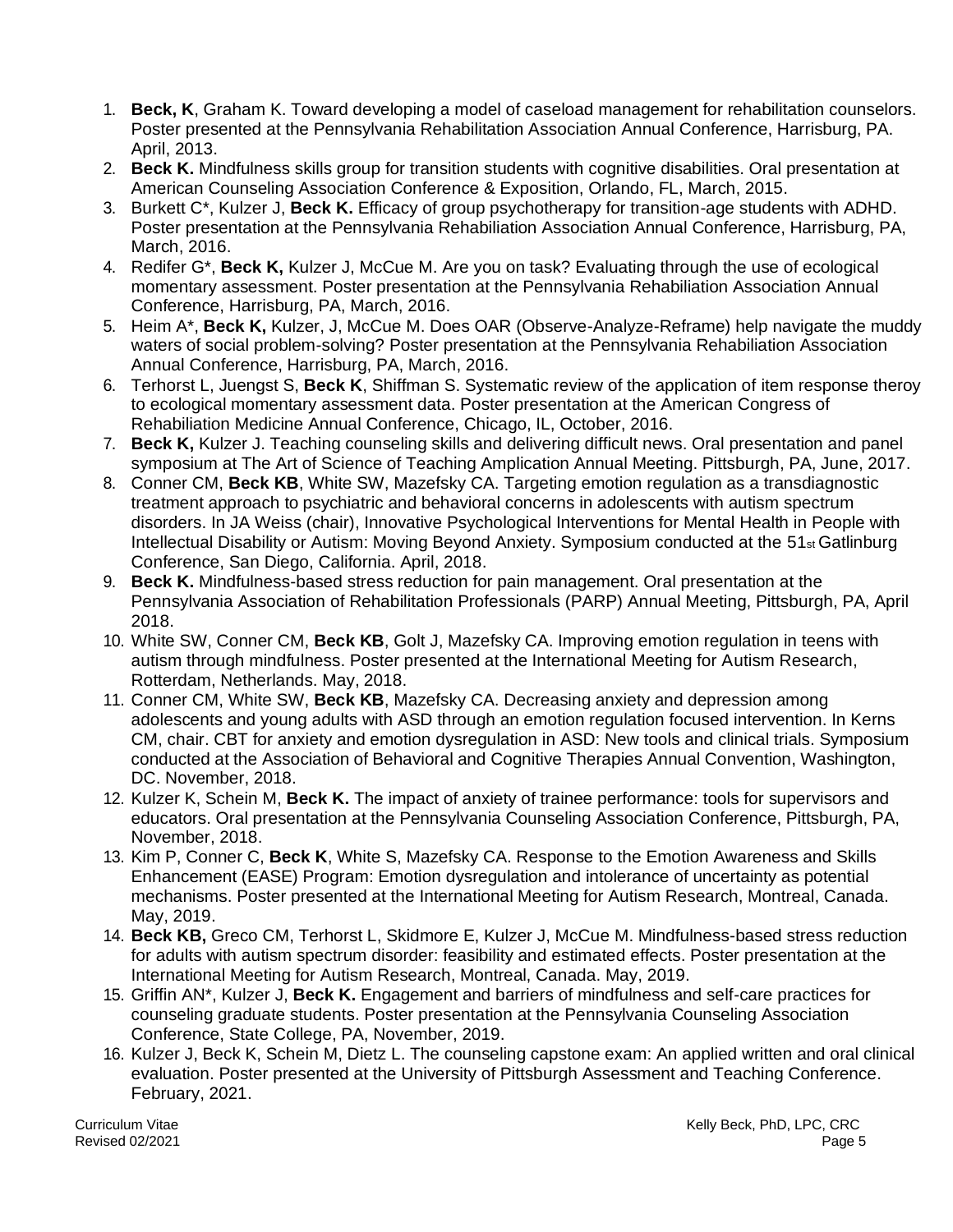1. **Beck, K**, Graham K. Toward developing a model of caseload management for rehabilitation counselors. Poster presented at the Pennsylvania Rehabilitation Association Annual Conference, Harrisburg, PA. April, 2013.
2. **Beck K.** Mindfulness skills group for transition students with cognitive disabilities. Oral presentation at American Counseling Association Conference & Exposition, Orlando, FL, March, 2015.
3. Burkett C*, Kulzer J, **Beck K.** Efficacy of group psychotherapy for transition-age students with ADHD. Poster presentation at the Pennsylvania Rehabiliation Association Annual Conference, Harrisburg, PA, March, 2016.
4. Redifer G*, **Beck K,** Kulzer J, McCue M. Are you on task? Evaluating through the use of ecological momentary assessment. Poster presentation at the Pennsylvania Rehabiliation Association Annual Conference, Harrisburg, PA, March, 2016.
5. Heim A*, **Beck K,** Kulzer, J, McCue M. Does OAR (Observe-Analyze-Reframe) help navigate the muddy waters of social problem-solving? Poster presentation at the Pennsylvania Rehabiliation Association Annual Conference, Harrisburg, PA, March, 2016.
6. Terhorst L, Juengst S, **Beck K**, Shiffman S. Systematic review of the application of item response theroy to ecological momentary assessment data. Poster presentation at the American Congress of Rehabiliation Medicine Annual Conference, Chicago, IL, October, 2016.
7. **Beck K,** Kulzer J. Teaching counseling skills and delivering difficult news. Oral presentation and panel symposium at The Art of Science of Teaching Amplication Annual Meeting. Pittsburgh, PA, June, 2017.
8. Conner CM, **Beck KB**, White SW, Mazefsky CA. Targeting emotion regulation as a transdiagnostic treatment approach to psychiatric and behavioral concerns in adolescents with autism spectrum disorders. In JA Weiss (chair), Innovative Psychological Interventions for Mental Health in People with Intellectual Disability or Autism: Moving Beyond Anxiety. Symposium conducted at the 51st Gatlinburg Conference, San Diego, California. April, 2018.
9. **Beck K.** Mindfulness-based stress reduction for pain management. Oral presentation at the Pennsylvania Association of Rehabilitation Professionals (PARP) Annual Meeting, Pittsburgh, PA, April 2018.
10. White SW, Conner CM, **Beck KB**, Golt J, Mazefsky CA. Improving emotion regulation in teens with autism through mindfulness. Poster presented at the International Meeting for Autism Research, Rotterdam, Netherlands. May, 2018.
11. Conner CM, White SW, **Beck KB**, Mazefsky CA. Decreasing anxiety and depression among adolescents and young adults with ASD through an emotion regulation focused intervention. In Kerns CM, chair. CBT for anxiety and emotion dysregulation in ASD: New tools and clinical trials. Symposium conducted at the Association of Behavioral and Cognitive Therapies Annual Convention, Washington, DC. November, 2018.
12. Kulzer K, Schein M, **Beck K.** The impact of anxiety of trainee performance: tools for supervisors and educators. Oral presentation at the Pennsylvania Counseling Association Conference, Pittsburgh, PA, November, 2018.
13. Kim P, Conner C, **Beck K**, White S, Mazefsky CA. Response to the Emotion Awareness and Skills Enhancement (EASE) Program: Emotion dysregulation and intolerance of uncertainty as potential mechanisms. Poster presented at the International Meeting for Autism Research, Montreal, Canada. May, 2019.
14. **Beck KB,** Greco CM, Terhorst L, Skidmore E, Kulzer J, McCue M. Mindfulness-based stress reduction for adults with autism spectrum disorder: feasibility and estimated effects. Poster presentation at the International Meeting for Autism Research, Montreal, Canada. May, 2019.
15. Griffin AN*, Kulzer J, **Beck K.** Engagement and barriers of mindfulness and self-care practices for counseling graduate students. Poster presentation at the Pennsylvania Counseling Association Conference, State College, PA, November, 2019.
16. Kulzer J, Beck K, Schein M, Dietz L. The counseling capstone exam: An applied written and oral clinical evaluation. Poster presented at the University of Pittsburgh Assessment and Teaching Conference. February, 2021.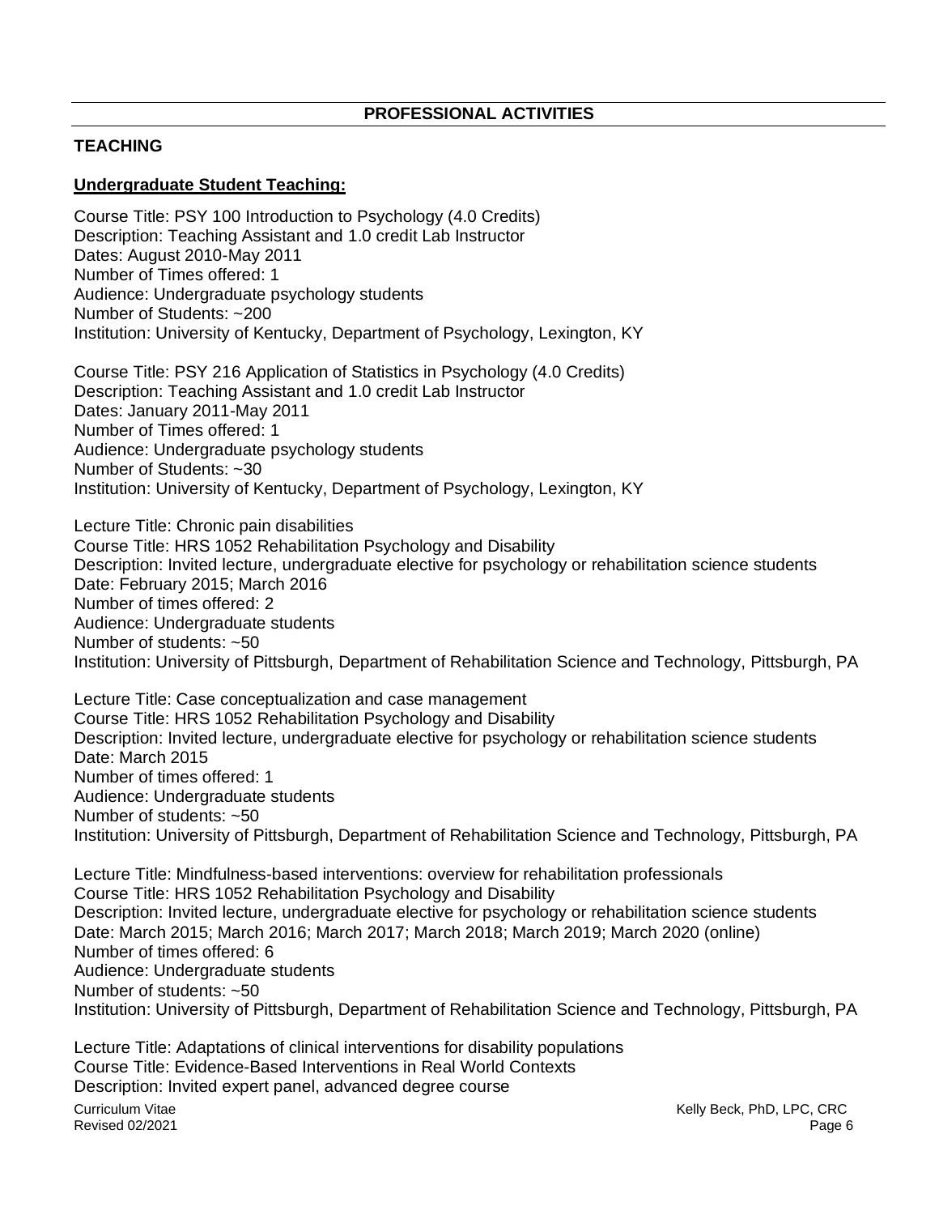## PROFESSIONAL ACTIVITIES

### TEACHING

**Undergraduate Student Teaching:**

Course Title: PSY 100 Introduction to Psychology (4.0 Credits)
Description: Teaching Assistant and 1.0 credit Lab Instructor
Dates: August 2010-May 2011
Number of Times offered: 1
Audience: Undergraduate psychology students
Number of Students: ~200
Institution: University of Kentucky, Department of Psychology, Lexington, KY

Course Title: PSY 216 Application of Statistics in Psychology (4.0 Credits)
Description: Teaching Assistant and 1.0 credit Lab Instructor
Dates: January 2011-May 2011
Number of Times offered: 1
Audience: Undergraduate psychology students
Number of Students: ~30
Institution: University of Kentucky, Department of Psychology, Lexington, KY

Lecture Title: Chronic pain disabilities
Course Title: HRS 1052 Rehabilitation Psychology and Disability
Description: Invited lecture, undergraduate elective for psychology or rehabilitation science students
Date: February 2015; March 2016
Number of times offered: 2
Audience: Undergraduate students
Number of students: ~50
Institution: University of Pittsburgh, Department of Rehabilitation Science and Technology, Pittsburgh, PA

Lecture Title: Case conceptualization and case management
Course Title: HRS 1052 Rehabilitation Psychology and Disability
Description: Invited lecture, undergraduate elective for psychology or rehabilitation science students
Date: March 2015
Number of times offered: 1
Audience: Undergraduate students
Number of students: ~50
Institution: University of Pittsburgh, Department of Rehabilitation Science and Technology, Pittsburgh, PA

Lecture Title: Mindfulness-based interventions: overview for rehabilitation professionals
Course Title: HRS 1052 Rehabilitation Psychology and Disability
Description: Invited lecture, undergraduate elective for psychology or rehabilitation science students
Date: March 2015; March 2016; March 2017; March 2018; March 2019; March 2020 (online)
Number of times offered: 6
Audience: Undergraduate students
Number of students: ~50
Institution: University of Pittsburgh, Department of Rehabilitation Science and Technology, Pittsburgh, PA

Lecture Title: Adaptations of clinical interventions for disability populations
Course Title: Evidence-Based Interventions in Real World Contexts
Description: Invited expert panel, advanced degree course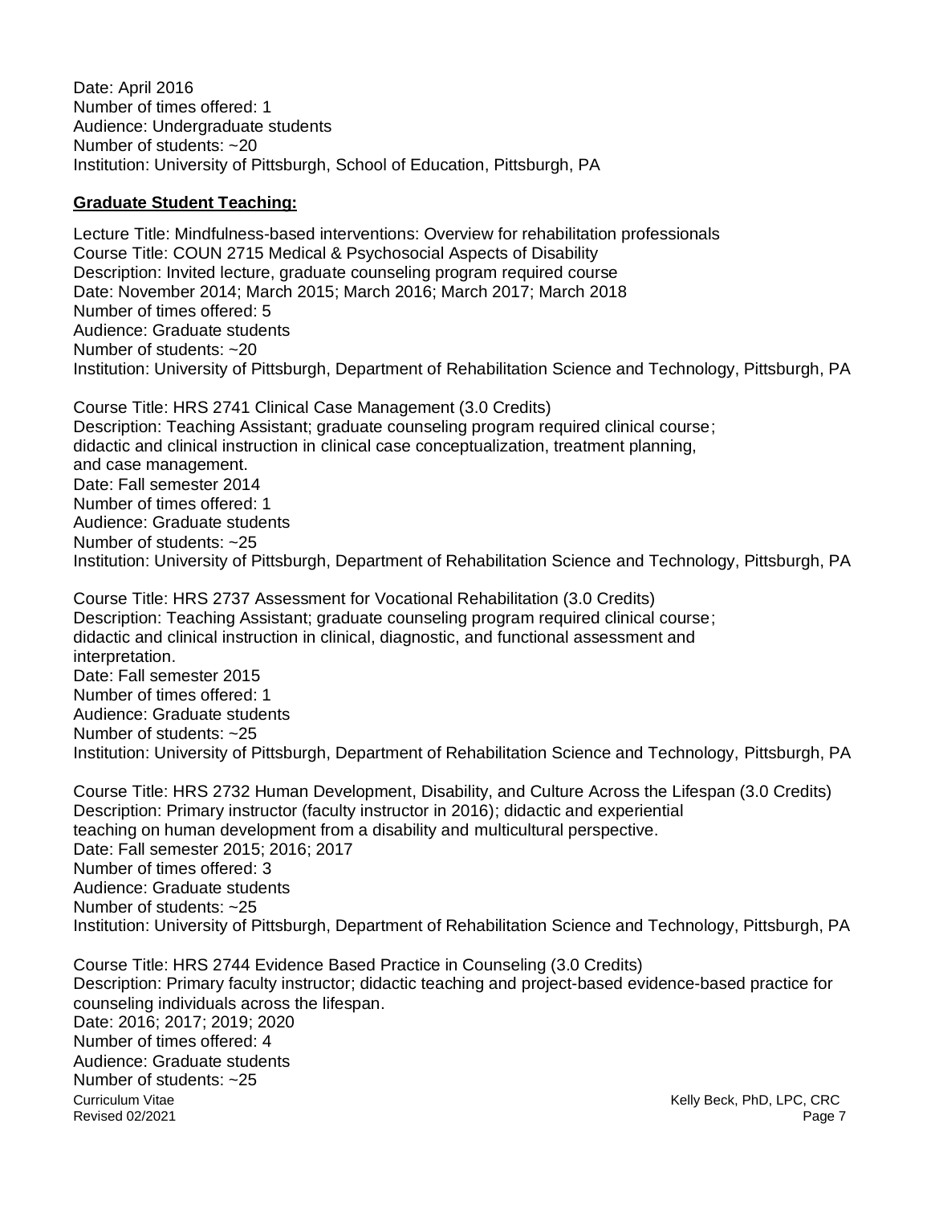Date: April 2016
Number of times offered: 1
Audience: Undergraduate students
Number of students: ~20
Institution: University of Pittsburgh, School of Education, Pittsburgh, PA

**Graduate Student Teaching:**

Lecture Title: Mindfulness-based interventions: Overview for rehabilitation professionals
Course Title: COUN 2715 Medical & Psychosocial Aspects of Disability
Description: Invited lecture, graduate counseling program required course
Date: November 2014; March 2015; March 2016; March 2017; March 2018
Number of times offered: 5
Audience: Graduate students
Number of students: ~20
Institution: University of Pittsburgh, Department of Rehabilitation Science and Technology, Pittsburgh, PA

Course Title: HRS 2741 Clinical Case Management (3.0 Credits)
Description: Teaching Assistant; graduate counseling program required clinical course; didactic and clinical instruction in clinical case conceptualization, treatment planning, and case management.
Date: Fall semester 2014
Number of times offered: 1
Audience: Graduate students
Number of students: ~25
Institution: University of Pittsburgh, Department of Rehabilitation Science and Technology, Pittsburgh, PA

Course Title: HRS 2737 Assessment for Vocational Rehabilitation (3.0 Credits)
Description: Teaching Assistant; graduate counseling program required clinical course; didactic and clinical instruction in clinical, diagnostic, and functional assessment and interpretation.
Date: Fall semester 2015
Number of times offered: 1
Audience: Graduate students
Number of students: ~25
Institution: University of Pittsburgh, Department of Rehabilitation Science and Technology, Pittsburgh, PA

Course Title: HRS 2732 Human Development, Disability, and Culture Across the Lifespan (3.0 Credits)
Description: Primary instructor (faculty instructor in 2016); didactic and experiential teaching on human development from a disability and multicultural perspective.
Date: Fall semester 2015; 2016; 2017
Number of times offered: 3
Audience: Graduate students
Number of students: ~25
Institution: University of Pittsburgh, Department of Rehabilitation Science and Technology, Pittsburgh, PA

Course Title: HRS 2744 Evidence Based Practice in Counseling (3.0 Credits)
Description: Primary faculty instructor; didactic teaching and project-based evidence-based practice for counseling individuals across the lifespan.
Date: 2016; 2017; 2019; 2020
Number of times offered: 4
Audience: Graduate students
Number of students: ~25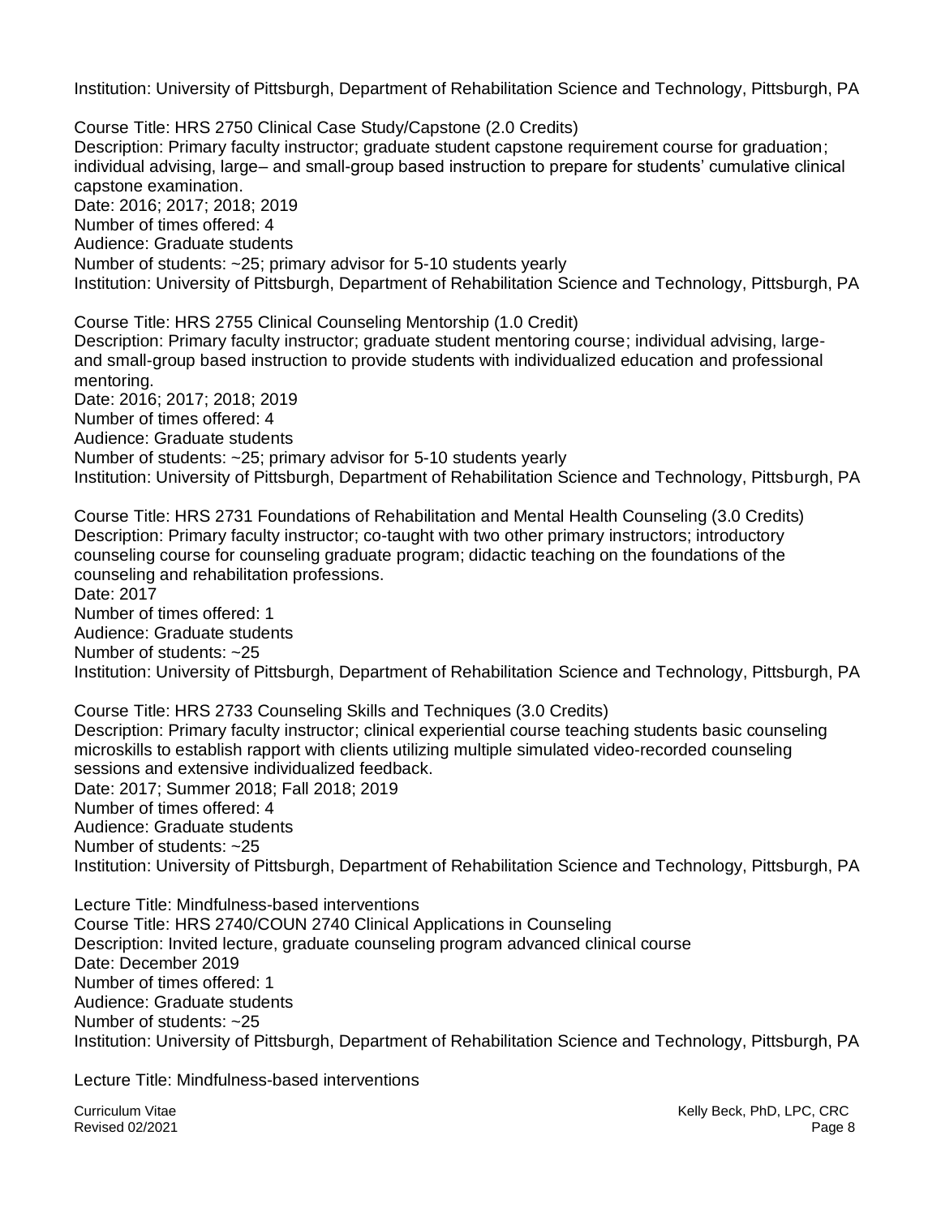Institution: University of Pittsburgh, Department of Rehabilitation Science and Technology, Pittsburgh, PA

Course Title: HRS 2750 Clinical Case Study/Capstone (2.0 Credits)
Description: Primary faculty instructor; graduate student capstone requirement course for graduation; individual advising, large– and small-group based instruction to prepare for students' cumulative clinical capstone examination.
Date: 2016; 2017; 2018; 2019
Number of times offered: 4
Audience: Graduate students
Number of students: ~25; primary advisor for 5-10 students yearly
Institution: University of Pittsburgh, Department of Rehabilitation Science and Technology, Pittsburgh, PA

Course Title: HRS 2755 Clinical Counseling Mentorship (1.0 Credit)
Description: Primary faculty instructor; graduate student mentoring course; individual advising, large- and small-group based instruction to provide students with individualized education and professional mentoring.
Date: 2016; 2017; 2018; 2019
Number of times offered: 4
Audience: Graduate students
Number of students: ~25; primary advisor for 5-10 students yearly
Institution: University of Pittsburgh, Department of Rehabilitation Science and Technology, Pittsburgh, PA

Course Title: HRS 2731 Foundations of Rehabilitation and Mental Health Counseling (3.0 Credits)
Description: Primary faculty instructor; co-taught with two other primary instructors; introductory counseling course for counseling graduate program; didactic teaching on the foundations of the counseling and rehabilitation professions.
Date: 2017
Number of times offered: 1
Audience: Graduate students
Number of students: ~25
Institution: University of Pittsburgh, Department of Rehabilitation Science and Technology, Pittsburgh, PA

Course Title: HRS 2733 Counseling Skills and Techniques (3.0 Credits)
Description: Primary faculty instructor; clinical experiential course teaching students basic counseling microskills to establish rapport with clients utilizing multiple simulated video-recorded counseling sessions and extensive individualized feedback.
Date: 2017; Summer 2018; Fall 2018; 2019
Number of times offered: 4
Audience: Graduate students
Number of students: ~25
Institution: University of Pittsburgh, Department of Rehabilitation Science and Technology, Pittsburgh, PA

Lecture Title: Mindfulness-based interventions
Course Title: HRS 2740/COUN 2740 Clinical Applications in Counseling
Description: Invited lecture, graduate counseling program advanced clinical course
Date: December 2019
Number of times offered: 1
Audience: Graduate students
Number of students: ~25
Institution: University of Pittsburgh, Department of Rehabilitation Science and Technology, Pittsburgh, PA

Lecture Title: Mindfulness-based interventions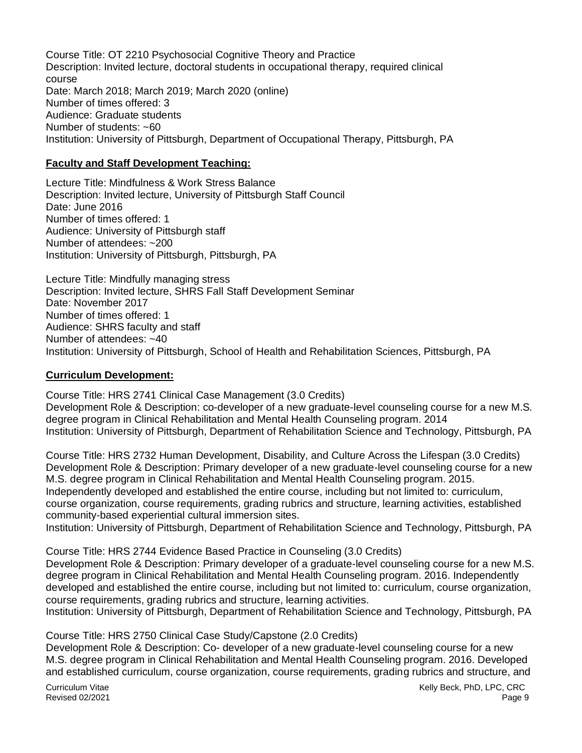Course Title: OT 2210 Psychosocial Cognitive Theory and Practice
Description: Invited lecture, doctoral students in occupational therapy, required clinical course
Date: March 2018; March 2019; March 2020 (online)
Number of times offered: 3
Audience: Graduate students
Number of students: ~60
Institution: University of Pittsburgh, Department of Occupational Therapy, Pittsburgh, PA

**Faculty and Staff Development Teaching:**

Lecture Title: Mindfulness & Work Stress Balance
Description: Invited lecture, University of Pittsburgh Staff Council
Date: June 2016
Number of times offered: 1
Audience: University of Pittsburgh staff
Number of attendees: ~200
Institution: University of Pittsburgh, Pittsburgh, PA

Lecture Title: Mindfully managing stress
Description: Invited lecture, SHRS Fall Staff Development Seminar
Date: November 2017
Number of times offered: 1
Audience: SHRS faculty and staff
Number of attendees: ~40
Institution: University of Pittsburgh, School of Health and Rehabilitation Sciences, Pittsburgh, PA

**Curriculum Development:**

Course Title: HRS 2741 Clinical Case Management (3.0 Credits)
Development Role & Description: co-developer of a new graduate-level counseling course for a new M.S. degree program in Clinical Rehabilitation and Mental Health Counseling program. 2014
Institution: University of Pittsburgh, Department of Rehabilitation Science and Technology, Pittsburgh, PA

Course Title: HRS 2732 Human Development, Disability, and Culture Across the Lifespan (3.0 Credits)
Development Role & Description: Primary developer of a new graduate-level counseling course for a new M.S. degree program in Clinical Rehabilitation and Mental Health Counseling program. 2015. Independently developed and established the entire course, including but not limited to: curriculum, course organization, course requirements, grading rubrics and structure, learning activities, established community-based experiential cultural immersion sites.
Institution: University of Pittsburgh, Department of Rehabilitation Science and Technology, Pittsburgh, PA

Course Title: HRS 2744 Evidence Based Practice in Counseling (3.0 Credits)
Development Role & Description: Primary developer of a graduate-level counseling course for a new M.S. degree program in Clinical Rehabilitation and Mental Health Counseling program. 2016. Independently developed and established the entire course, including but not limited to: curriculum, course organization, course requirements, grading rubrics and structure, learning activities.
Institution: University of Pittsburgh, Department of Rehabilitation Science and Technology, Pittsburgh, PA

Course Title: HRS 2750 Clinical Case Study/Capstone (2.0 Credits)
Development Role & Description: Co- developer of a new graduate-level counseling course for a new M.S. degree program in Clinical Rehabilitation and Mental Health Counseling program. 2016. Developed and established curriculum, course organization, course requirements, grading rubrics and structure, and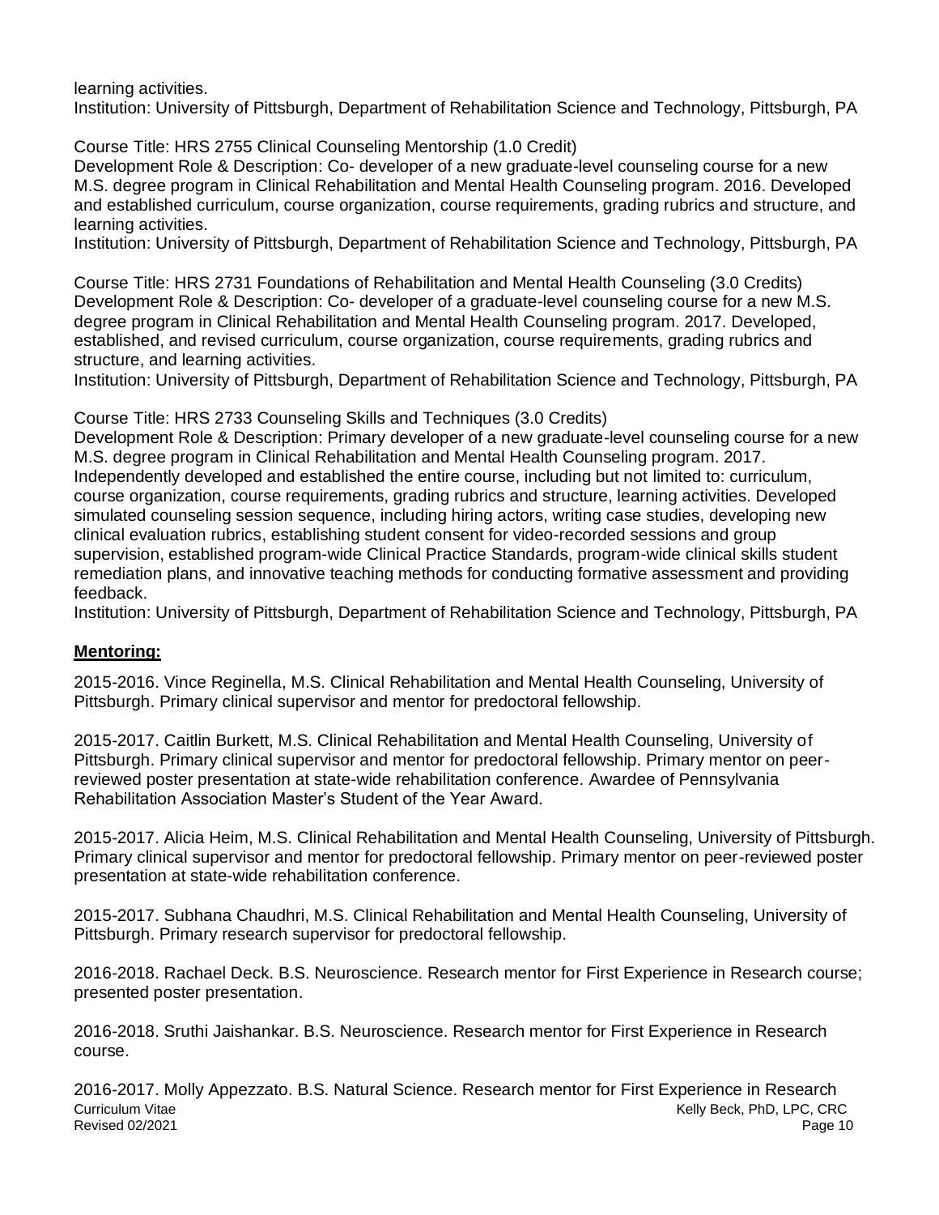learning activities.
Institution: University of Pittsburgh, Department of Rehabilitation Science and Technology, Pittsburgh, PA

Course Title: HRS 2755 Clinical Counseling Mentorship (1.0 Credit)
Development Role & Description: Co- developer of a new graduate-level counseling course for a new M.S. degree program in Clinical Rehabilitation and Mental Health Counseling program. 2016. Developed and established curriculum, course organization, course requirements, grading rubrics and structure, and learning activities.
Institution: University of Pittsburgh, Department of Rehabilitation Science and Technology, Pittsburgh, PA

Course Title: HRS 2731 Foundations of Rehabilitation and Mental Health Counseling (3.0 Credits)
Development Role & Description: Co- developer of a graduate-level counseling course for a new M.S. degree program in Clinical Rehabilitation and Mental Health Counseling program. 2017. Developed, established, and revised curriculum, course organization, course requirements, grading rubrics and structure, and learning activities.
Institution: University of Pittsburgh, Department of Rehabilitation Science and Technology, Pittsburgh, PA

Course Title: HRS 2733 Counseling Skills and Techniques (3.0 Credits)
Development Role & Description: Primary developer of a new graduate-level counseling course for a new M.S. degree program in Clinical Rehabilitation and Mental Health Counseling program. 2017. Independently developed and established the entire course, including but not limited to: curriculum, course organization, course requirements, grading rubrics and structure, learning activities. Developed simulated counseling session sequence, including hiring actors, writing case studies, developing new clinical evaluation rubrics, establishing student consent for video-recorded sessions and group supervision, established program-wide Clinical Practice Standards, program-wide clinical skills student remediation plans, and innovative teaching methods for conducting formative assessment and providing feedback.
Institution: University of Pittsburgh, Department of Rehabilitation Science and Technology, Pittsburgh, PA

## Mentoring:

2015-2016. Vince Reginella, M.S. Clinical Rehabilitation and Mental Health Counseling, University of Pittsburgh. Primary clinical supervisor and mentor for predoctoral fellowship.

2015-2017. Caitlin Burkett, M.S. Clinical Rehabilitation and Mental Health Counseling, University of Pittsburgh. Primary clinical supervisor and mentor for predoctoral fellowship. Primary mentor on peer-reviewed poster presentation at state-wide rehabilitation conference. Awardee of Pennsylvania Rehabilitation Association Master's Student of the Year Award.

2015-2017. Alicia Heim, M.S. Clinical Rehabilitation and Mental Health Counseling, University of Pittsburgh. Primary clinical supervisor and mentor for predoctoral fellowship. Primary mentor on peer-reviewed poster presentation at state-wide rehabilitation conference.

2015-2017. Subhana Chaudhri, M.S. Clinical Rehabilitation and Mental Health Counseling, University of Pittsburgh. Primary research supervisor for predoctoral fellowship.

2016-2018. Rachael Deck. B.S. Neuroscience. Research mentor for First Experience in Research course; presented poster presentation.

2016-2018. Sruthi Jaishankar. B.S. Neuroscience. Research mentor for First Experience in Research course.

2016-2017. Molly Appezzato. B.S. Natural Science. Research mentor for First Experience in Research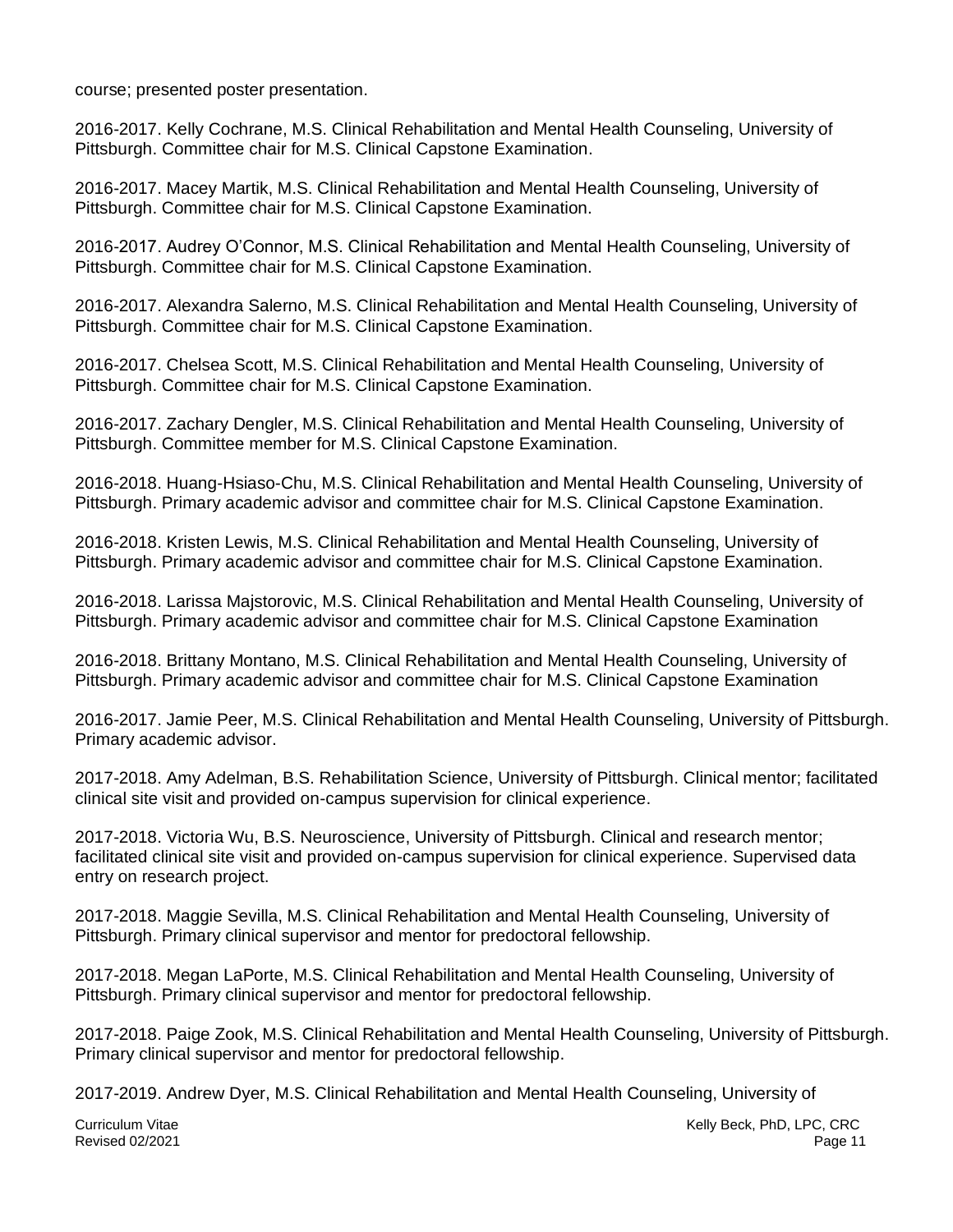course; presented poster presentation.

2016-2017. Kelly Cochrane, M.S. Clinical Rehabilitation and Mental Health Counseling, University of Pittsburgh. Committee chair for M.S. Clinical Capstone Examination.

2016-2017. Macey Martik, M.S. Clinical Rehabilitation and Mental Health Counseling, University of Pittsburgh. Committee chair for M.S. Clinical Capstone Examination.

2016-2017. Audrey O'Connor, M.S. Clinical Rehabilitation and Mental Health Counseling, University of Pittsburgh. Committee chair for M.S. Clinical Capstone Examination.

2016-2017. Alexandra Salerno, M.S. Clinical Rehabilitation and Mental Health Counseling, University of Pittsburgh. Committee chair for M.S. Clinical Capstone Examination.

2016-2017. Chelsea Scott, M.S. Clinical Rehabilitation and Mental Health Counseling, University of Pittsburgh. Committee chair for M.S. Clinical Capstone Examination.

2016-2017. Zachary Dengler, M.S. Clinical Rehabilitation and Mental Health Counseling, University of Pittsburgh. Committee member for M.S. Clinical Capstone Examination.

2016-2018. Huang-Hsiaso-Chu, M.S. Clinical Rehabilitation and Mental Health Counseling, University of Pittsburgh. Primary academic advisor and committee chair for M.S. Clinical Capstone Examination.

2016-2018. Kristen Lewis, M.S. Clinical Rehabilitation and Mental Health Counseling, University of Pittsburgh. Primary academic advisor and committee chair for M.S. Clinical Capstone Examination.

2016-2018. Larissa Majstorovic, M.S. Clinical Rehabilitation and Mental Health Counseling, University of Pittsburgh. Primary academic advisor and committee chair for M.S. Clinical Capstone Examination

2016-2018. Brittany Montano, M.S. Clinical Rehabilitation and Mental Health Counseling, University of Pittsburgh. Primary academic advisor and committee chair for M.S. Clinical Capstone Examination

2016-2017. Jamie Peer, M.S. Clinical Rehabilitation and Mental Health Counseling, University of Pittsburgh. Primary academic advisor.

2017-2018. Amy Adelman, B.S. Rehabilitation Science, University of Pittsburgh. Clinical mentor; facilitated clinical site visit and provided on-campus supervision for clinical experience.

2017-2018. Victoria Wu, B.S. Neuroscience, University of Pittsburgh. Clinical and research mentor; facilitated clinical site visit and provided on-campus supervision for clinical experience. Supervised data entry on research project.

2017-2018. Maggie Sevilla, M.S. Clinical Rehabilitation and Mental Health Counseling, University of Pittsburgh. Primary clinical supervisor and mentor for predoctoral fellowship.

2017-2018. Megan LaPorte, M.S. Clinical Rehabilitation and Mental Health Counseling, University of Pittsburgh. Primary clinical supervisor and mentor for predoctoral fellowship.

2017-2018. Paige Zook, M.S. Clinical Rehabilitation and Mental Health Counseling, University of Pittsburgh. Primary clinical supervisor and mentor for predoctoral fellowship.

2017-2019. Andrew Dyer, M.S. Clinical Rehabilitation and Mental Health Counseling, University of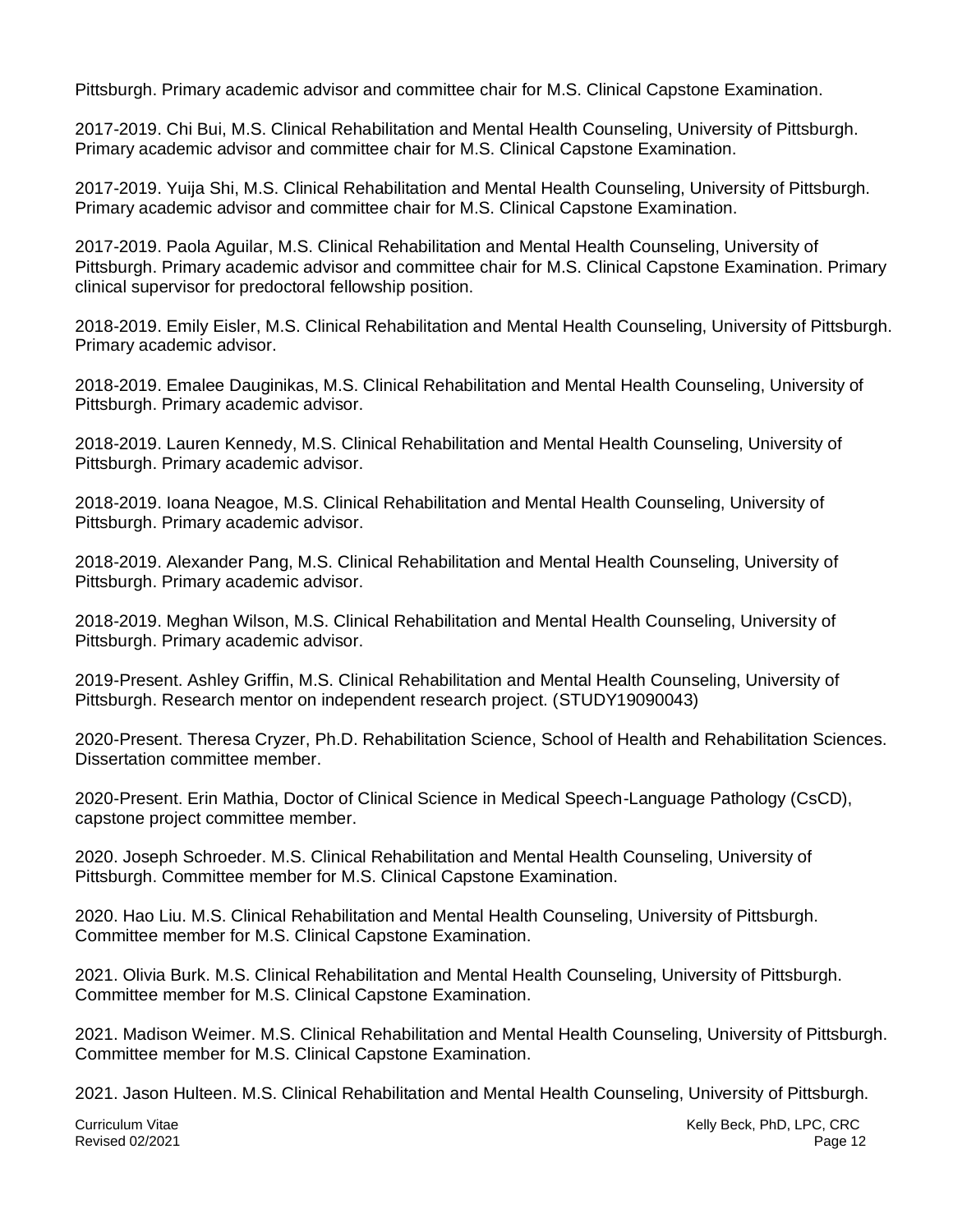Pittsburgh. Primary academic advisor and committee chair for M.S. Clinical Capstone Examination.

2017-2019. Chi Bui, M.S. Clinical Rehabilitation and Mental Health Counseling, University of Pittsburgh. Primary academic advisor and committee chair for M.S. Clinical Capstone Examination.

2017-2019. Yuija Shi, M.S. Clinical Rehabilitation and Mental Health Counseling, University of Pittsburgh. Primary academic advisor and committee chair for M.S. Clinical Capstone Examination.

2017-2019. Paola Aguilar, M.S. Clinical Rehabilitation and Mental Health Counseling, University of Pittsburgh. Primary academic advisor and committee chair for M.S. Clinical Capstone Examination. Primary clinical supervisor for predoctoral fellowship position.

2018-2019. Emily Eisler, M.S. Clinical Rehabilitation and Mental Health Counseling, University of Pittsburgh. Primary academic advisor.

2018-2019. Emalee Dauginikas, M.S. Clinical Rehabilitation and Mental Health Counseling, University of Pittsburgh. Primary academic advisor.

2018-2019. Lauren Kennedy, M.S. Clinical Rehabilitation and Mental Health Counseling, University of Pittsburgh. Primary academic advisor.

2018-2019. Ioana Neagoe, M.S. Clinical Rehabilitation and Mental Health Counseling, University of Pittsburgh. Primary academic advisor.

2018-2019. Alexander Pang, M.S. Clinical Rehabilitation and Mental Health Counseling, University of Pittsburgh. Primary academic advisor.

2018-2019. Meghan Wilson, M.S. Clinical Rehabilitation and Mental Health Counseling, University of Pittsburgh. Primary academic advisor.

2019-Present. Ashley Griffin, M.S. Clinical Rehabilitation and Mental Health Counseling, University of Pittsburgh. Research mentor on independent research project. (STUDY19090043)

2020-Present. Theresa Cryzer, Ph.D. Rehabilitation Science, School of Health and Rehabilitation Sciences. Dissertation committee member.

2020-Present. Erin Mathia, Doctor of Clinical Science in Medical Speech-Language Pathology (CsCD), capstone project committee member.

2020. Joseph Schroeder. M.S. Clinical Rehabilitation and Mental Health Counseling, University of Pittsburgh. Committee member for M.S. Clinical Capstone Examination.

2020. Hao Liu. M.S. Clinical Rehabilitation and Mental Health Counseling, University of Pittsburgh. Committee member for M.S. Clinical Capstone Examination.

2021. Olivia Burk. M.S. Clinical Rehabilitation and Mental Health Counseling, University of Pittsburgh. Committee member for M.S. Clinical Capstone Examination.

2021. Madison Weimer. M.S. Clinical Rehabilitation and Mental Health Counseling, University of Pittsburgh. Committee member for M.S. Clinical Capstone Examination.

2021. Jason Hulteen. M.S. Clinical Rehabilitation and Mental Health Counseling, University of Pittsburgh.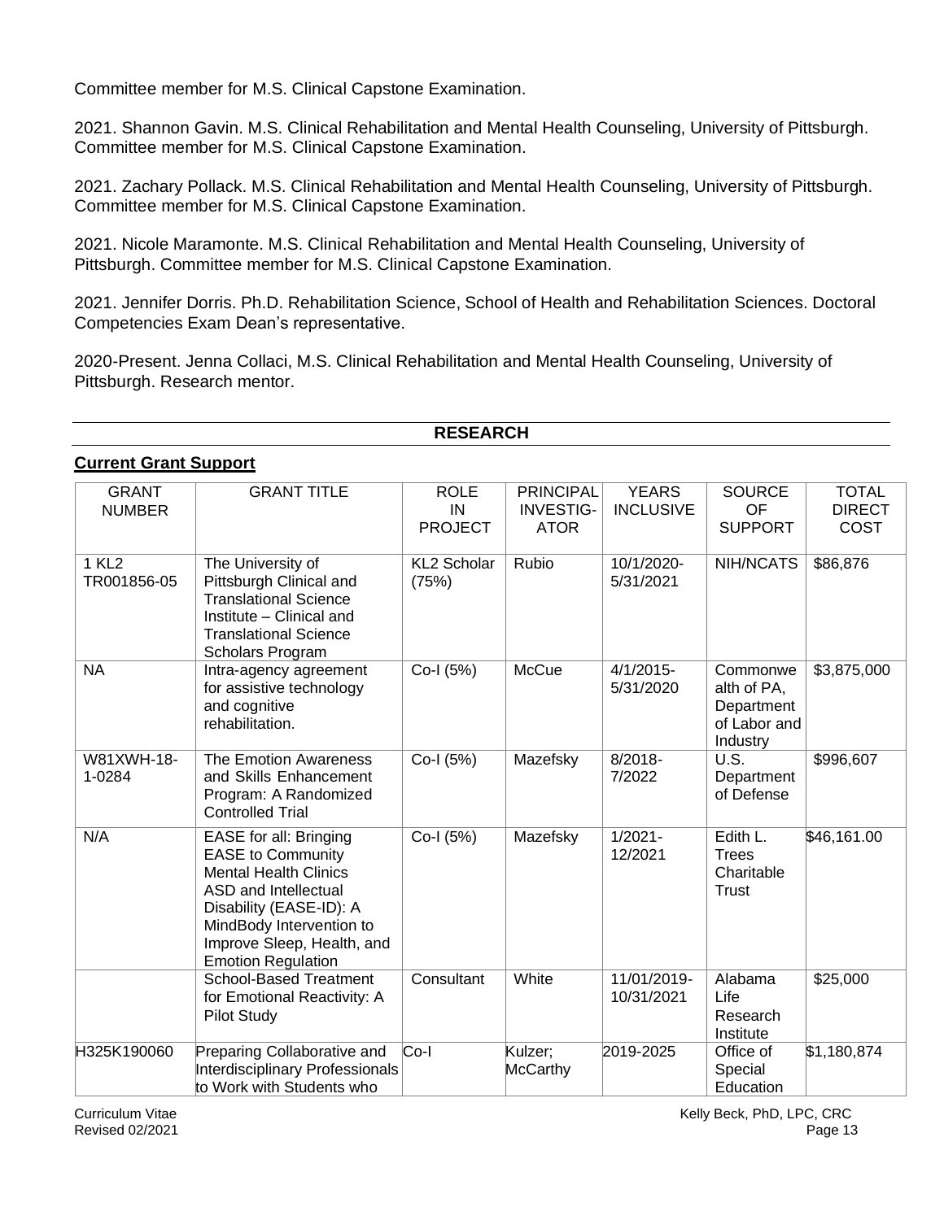Committee member for M.S. Clinical Capstone Examination.

2021. Shannon Gavin. M.S. Clinical Rehabilitation and Mental Health Counseling, University of Pittsburgh. Committee member for M.S. Clinical Capstone Examination.

2021. Zachary Pollack. M.S. Clinical Rehabilitation and Mental Health Counseling, University of Pittsburgh. Committee member for M.S. Clinical Capstone Examination.

2021. Nicole Maramonte. M.S. Clinical Rehabilitation and Mental Health Counseling, University of Pittsburgh. Committee member for M.S. Clinical Capstone Examination.

2021. Jennifer Dorris. Ph.D. Rehabilitation Science, School of Health and Rehabilitation Sciences. Doctoral Competencies Exam Dean's representative.

2020-Present. Jenna Collaci, M.S. Clinical Rehabilitation and Mental Health Counseling, University of Pittsburgh. Research mentor.

## RESEARCH

**Current Grant Support**

| GRANT NUMBER | GRANT TITLE | ROLE IN PROJECT | PRINCIPAL INVESTIG-ATOR | YEARS INCLUSIVE | SOURCE OF SUPPORT | TOTAL DIRECT COST |
|---|---|---|---|---|---|---|
| 1 KL2 TR001856-05 | The University of Pittsburgh Clinical and Translational Science Institute – Clinical and Translational Science Scholars Program | KL2 Scholar (75%) | Rubio | 10/1/2020-5/31/2021 | NIH/NCATS | $86,876 |
| NA | Intra-agency agreement for assistive technology and cognitive rehabilitation. | Co-I (5%) | McCue | 4/1/2015-5/31/2020 | Commonwealth of PA, Department of Labor and Industry | $3,875,000 |
| W81XWH-18-1-0284 | The Emotion Awareness and Skills Enhancement Program: A Randomized Controlled Trial | Co-I (5%) | Mazefsky | 8/2018-7/2022 | U.S. Department of Defense | $996,607 |
| N/A | EASE for all: Bringing EASE to Community Mental Health Clinics ASD and Intellectual Disability (EASE-ID): A MindBody Intervention to Improve Sleep, Health, and Emotion Regulation | Co-I (5%) | Mazefsky | 1/2021-12/2021 | Edith L. Trees Charitable Trust | $46,161.00 |
| | School-Based Treatment for Emotional Reactivity: A Pilot Study | Consultant | White | 11/01/2019-10/31/2021 | Alabama Life Research Institute | $25,000 |
| H325K190060 | Preparing Collaborative and Interdisciplinary Professionals to Work with Students who | Co-I | Kulzer; McCarthy | 2019-2025 | Office of Special Education | $1,180,874 |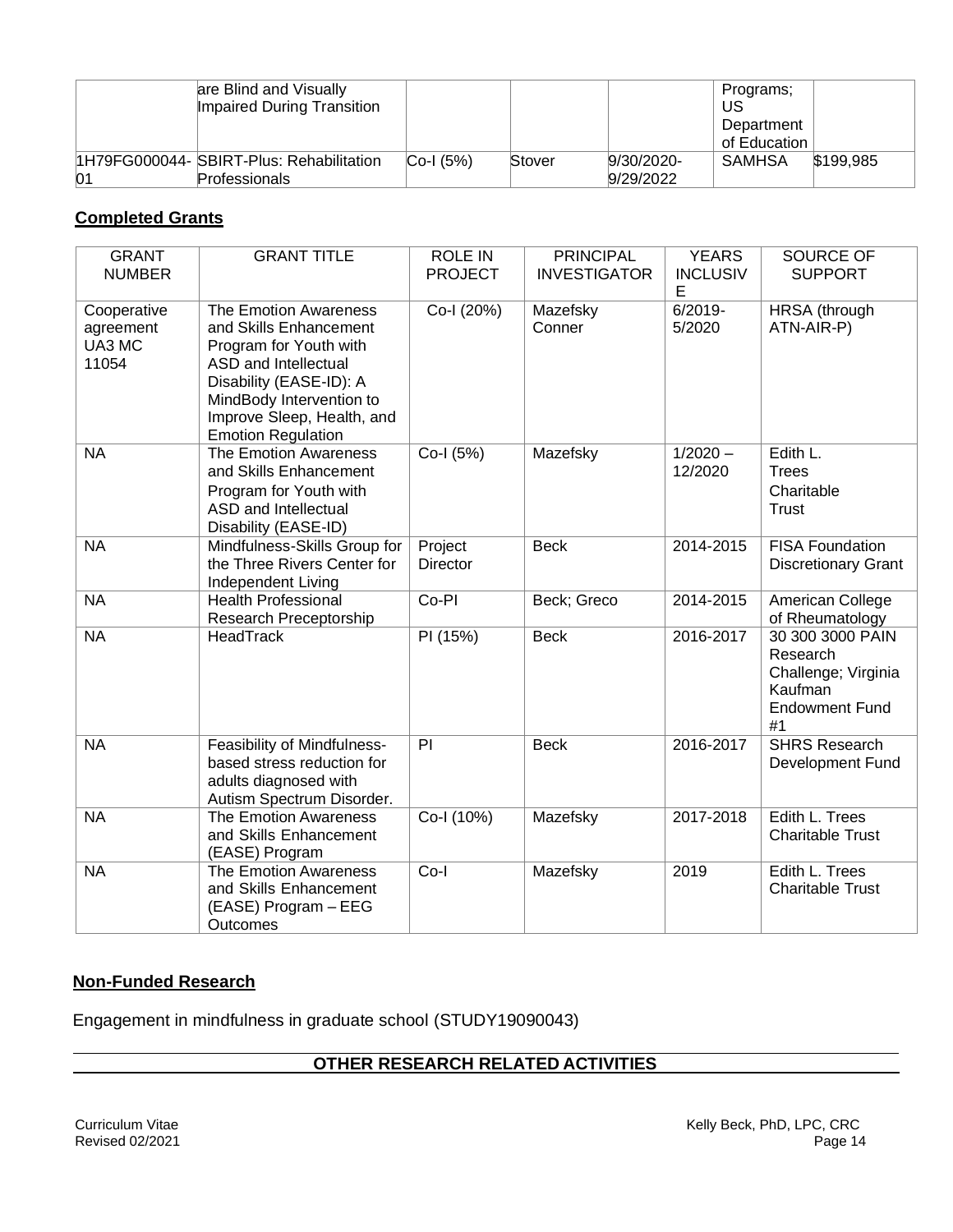|  | are Blind and Visually Impaired During Transition |  |  |  | Programs; US Department of Education |  |
|---|---|---|---|---|---|---|
| 1H79FG000044-01 | SBIRT-Plus: Rehabilitation Professionals | Co-I (5%) | Stover | 9/30/2020-9/29/2022 | SAMHSA | $199,985 |

## Completed Grants

| GRANT NUMBER | GRANT TITLE | ROLE IN PROJECT | PRINCIPAL INVESTIGATOR | YEARS INCLUSIVE | SOURCE OF SUPPORT |
|---|---|---|---|---|---|
| Cooperative agreement UA3 MC 11054 | The Emotion Awareness and Skills Enhancement Program for Youth with ASD and Intellectual Disability (EASE-ID): A MindBody Intervention to Improve Sleep, Health, and Emotion Regulation | Co-I (20%) | Mazefsky Conner | 6/2019-5/2020 | HRSA (through ATN-AIR-P) |
| NA | The Emotion Awareness and Skills Enhancement Program for Youth with ASD and Intellectual Disability (EASE-ID) | Co-I (5%) | Mazefsky | 1/2020 – 12/2020 | Edith L. Trees Charitable Trust |
| NA | Mindfulness-Skills Group for the Three Rivers Center for Independent Living | Project Director | Beck | 2014-2015 | FISA Foundation Discretionary Grant |
| NA | Health Professional Research Preceptorship | Co-PI | Beck; Greco | 2014-2015 | American College of Rheumatology |
| NA | HeadTrack | PI (15%) | Beck | 2016-2017 | 30 300 3000 PAIN Research Challenge; Virginia Kaufman Endowment Fund #1 |
| NA | Feasibility of Mindfulness-based stress reduction for adults diagnosed with Autism Spectrum Disorder. | PI | Beck | 2016-2017 | SHRS Research Development Fund |
| NA | The Emotion Awareness and Skills Enhancement (EASE) Program | Co-I (10%) | Mazefsky | 2017-2018 | Edith L. Trees Charitable Trust |
| NA | The Emotion Awareness and Skills Enhancement (EASE) Program – EEG Outcomes | Co-I | Mazefsky | 2019 | Edith L. Trees Charitable Trust |

## Non-Funded Research

Engagement in mindfulness in graduate school (STUDY19090043)

## OTHER RESEARCH RELATED ACTIVITIES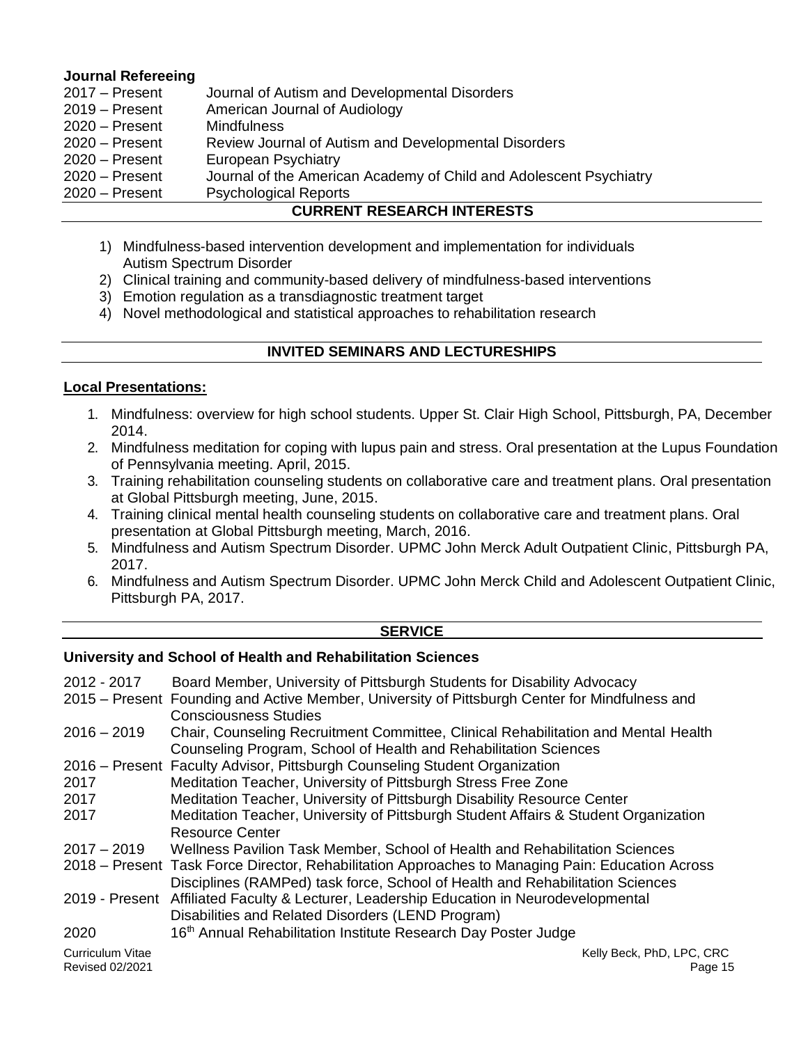**Journal Refereeing**

2017 – Present Journal of Autism and Developmental Disorders
2019 – Present American Journal of Audiology
2020 – Present Mindfulness
2020 – Present Review Journal of Autism and Developmental Disorders
2020 – Present European Psychiatry
2020 – Present Journal of the American Academy of Child and Adolescent Psychiatry
2020 – Present Psychological Reports

## CURRENT RESEARCH INTERESTS

1) Mindfulness-based intervention development and implementation for individuals Autism Spectrum Disorder
2) Clinical training and community-based delivery of mindfulness-based interventions
3) Emotion regulation as a transdiagnostic treatment target
4) Novel methodological and statistical approaches to rehabilitation research

## INVITED SEMINARS AND LECTURESHIPS

**Local Presentations:**

1. Mindfulness: overview for high school students. Upper St. Clair High School, Pittsburgh, PA, December 2014.
2. Mindfulness meditation for coping with lupus pain and stress. Oral presentation at the Lupus Foundation of Pennsylvania meeting. April, 2015.
3. Training rehabilitation counseling students on collaborative care and treatment plans. Oral presentation at Global Pittsburgh meeting, June, 2015.
4. Training clinical mental health counseling students on collaborative care and treatment plans. Oral presentation at Global Pittsburgh meeting, March, 2016.
5. Mindfulness and Autism Spectrum Disorder. UPMC John Merck Adult Outpatient Clinic, Pittsburgh PA, 2017.
6. Mindfulness and Autism Spectrum Disorder. UPMC John Merck Child and Adolescent Outpatient Clinic, Pittsburgh PA, 2017.

## SERVICE

**University and School of Health and Rehabilitation Sciences**

2012 - 2017 Board Member, University of Pittsburgh Students for Disability Advocacy
2015 – Present Founding and Active Member, University of Pittsburgh Center for Mindfulness and Consciousness Studies
2016 – 2019 Chair, Counseling Recruitment Committee, Clinical Rehabilitation and Mental Health Counseling Program, School of Health and Rehabilitation Sciences
2016 – Present Faculty Advisor, Pittsburgh Counseling Student Organization
2017 Meditation Teacher, University of Pittsburgh Stress Free Zone
2017 Meditation Teacher, University of Pittsburgh Disability Resource Center
2017 Meditation Teacher, University of Pittsburgh Student Affairs & Student Organization Resource Center
2017 – 2019 Wellness Pavilion Task Member, School of Health and Rehabilitation Sciences
2018 – Present Task Force Director, Rehabilitation Approaches to Managing Pain: Education Across Disciplines (RAMPed) task force, School of Health and Rehabilitation Sciences
2019 - Present Affiliated Faculty & Lecturer, Leadership Education in Neurodevelopmental Disabilities and Related Disorders (LEND Program)
2020 16th Annual Rehabilitation Institute Research Day Poster Judge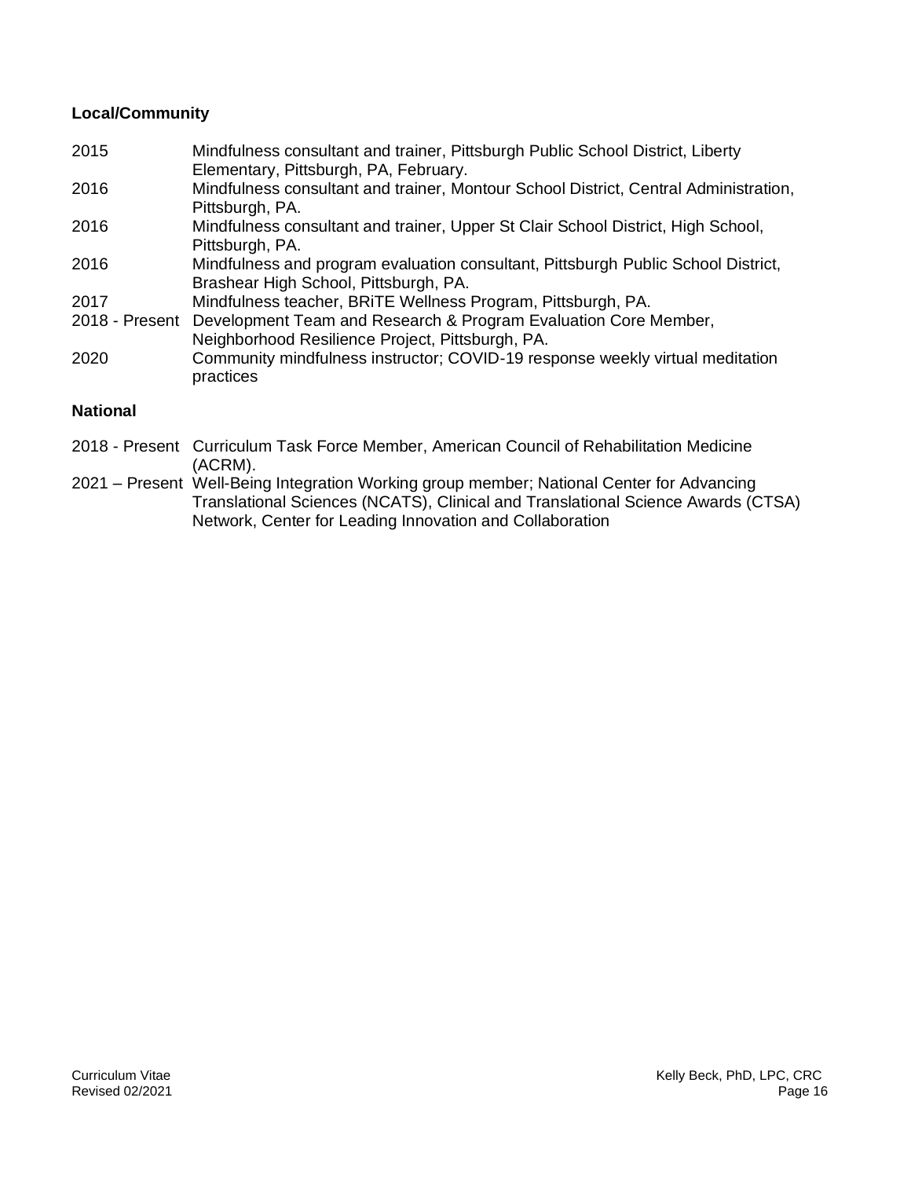**Local/Community**

| | |
|---|---|
| 2015 | Mindfulness consultant and trainer, Pittsburgh Public School District, Liberty Elementary, Pittsburgh, PA, February. |
| 2016 | Mindfulness consultant and trainer, Montour School District, Central Administration, Pittsburgh, PA. |
| 2016 | Mindfulness consultant and trainer, Upper St Clair School District, High School, Pittsburgh, PA. |
| 2016 | Mindfulness and program evaluation consultant, Pittsburgh Public School District, Brashear High School, Pittsburgh, PA. |
| 2017 | Mindfulness teacher, BRiTE Wellness Program, Pittsburgh, PA. |
| 2018 - Present | Development Team and Research & Program Evaluation Core Member, Neighborhood Resilience Project, Pittsburgh, PA. |
| 2020 | Community mindfulness instructor; COVID-19 response weekly virtual meditation practices |

**National**

| | |
|---|---|
| 2018 - Present | Curriculum Task Force Member, American Council of Rehabilitation Medicine (ACRM). |
| 2021 – Present | Well-Being Integration Working group member; National Center for Advancing Translational Sciences (NCATS), Clinical and Translational Science Awards (CTSA) Network, Center for Leading Innovation and Collaboration |